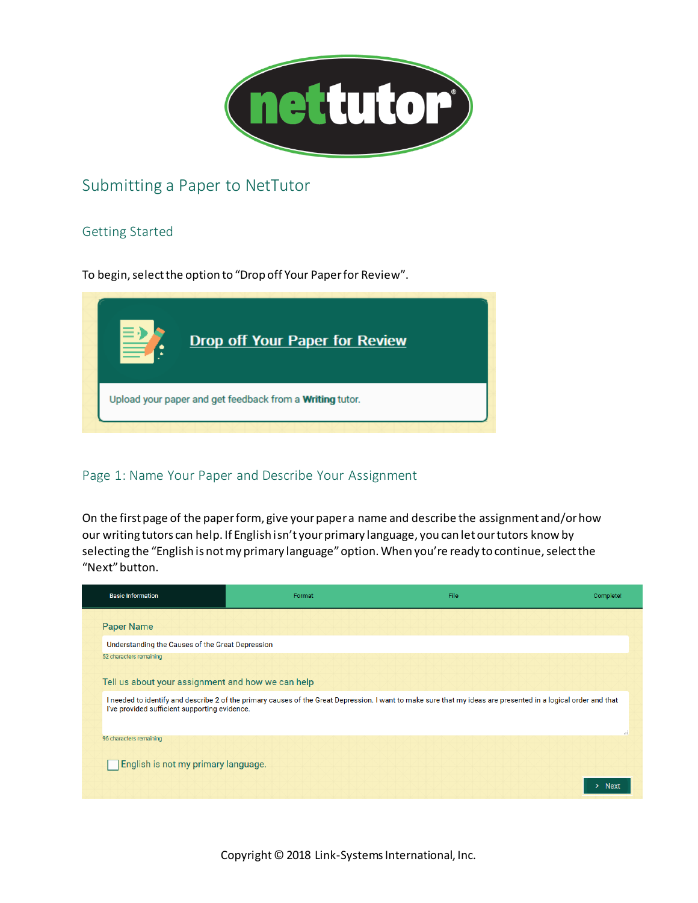# Submitting a Paper to NetTutor

## Getting Started

To begin, select the option to "Drop off Your Paper for Review".

Drop off Your Paper for Review

Upload your paper and get feedback from a **Writing** tutor.

## Page 1: Name Your Paper and Describe Your Assignment

On the first page of the paper form, give your paper a name and describe the assignment and/or how our writing tutors can help. If English isn't your primary language, you can let our tutors know by selecting the "English is not my primary language" option. When you're ready to continue, select the "Next" button.

Basic Information | Format | File | Complete!

Paper Name

Understanding the Causes of the Great Depression

52 characters remaining

Tell us about your assignment and how we can help

I needed to identify and describe 2 of the primary causes of the Great Depression. I want to make sure that my ideas are presented in a logical order and that I've provided sufficient supporting evidence.

96 characters remaining

English is not my primary language.

Next

Copyright © 2018 Link-Systems International, Inc.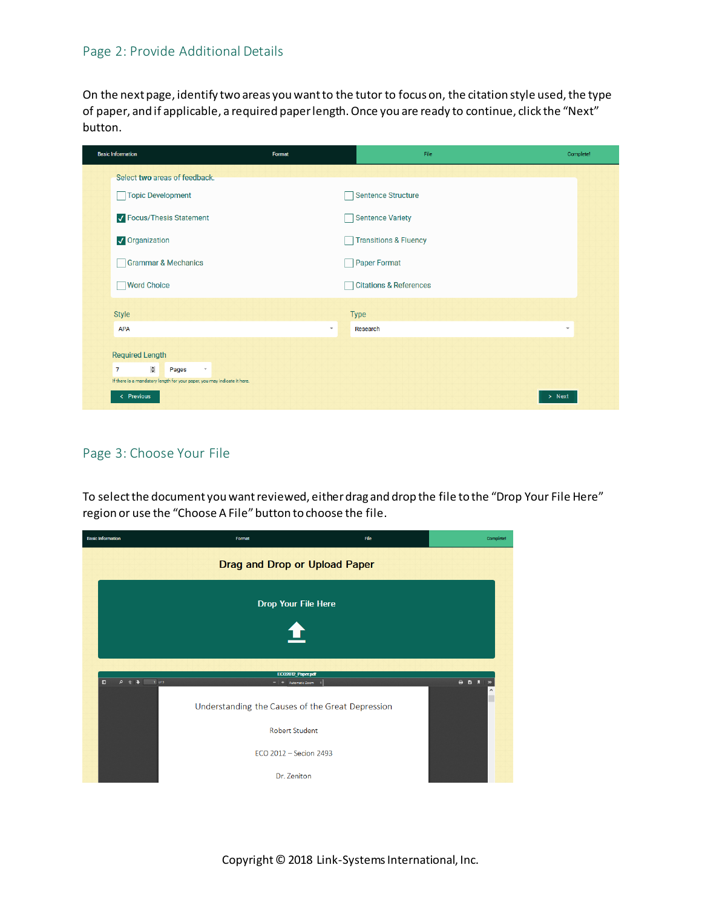## Page 2: Provide Additional Details

On the next page, identify two areas you want to the tutor to focus on, the citation style used, the type of paper, and if applicable, a required paper length. Once you are ready to continue, click the "Next" button.

Basic Information | Format | File | Complete!

Select **two** areas of feedback.

- [ ] Topic Development
- [x] Focus/Thesis Statement
- [x] Organization
- [ ] Grammar & Mechanics
- [ ] Word Choice
- [ ] Sentence Structure
- [ ] Sentence Variety
- [ ] Transitions & Fluency
- [ ] Paper Format
- [ ] Citations & References

Style: APA

Type: Research

Required Length: 7 Pages

If there is a mandatory length for your paper, you may indicate it here.

< Previous | > Next

## Page 3: Choose Your File

To select the document you want reviewed, either drag and drop the file to the "Drop Your File Here" region or use the "Choose A File" button to choose the file.

Basic Information | Format | File | Complete!

**Drag and Drop or Upload Paper**

Drop Your File Here

ECO2012_Paper.pdf

Understanding the Causes of the Great Depression

Robert Student

ECO 2012 – Secion 2493

Dr. Zeniton

Copyright © 2018 Link-Systems International, Inc.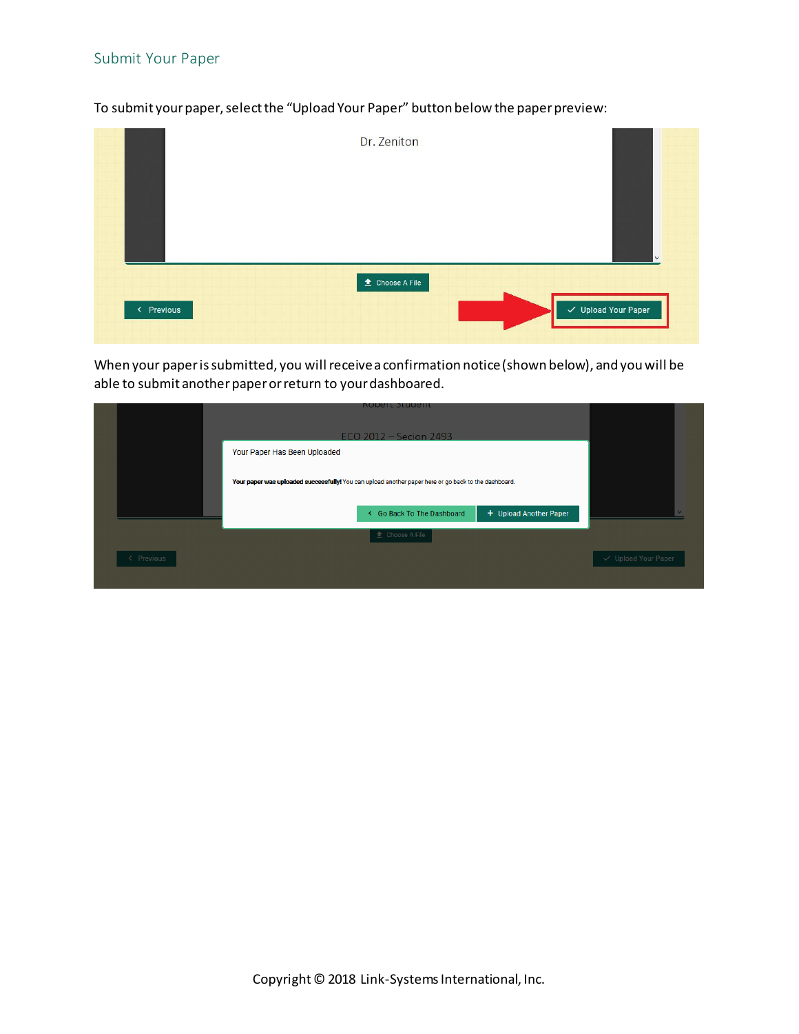## Submit Your Paper

To submit your paper, select the "Upload Your Paper" button below the paper preview:

When your paper is submitted, you will receive a confirmation notice (shown below), and you will be able to submit another paper or return to your dashboared.

Copyright © 2018 Link-Systems International, Inc.